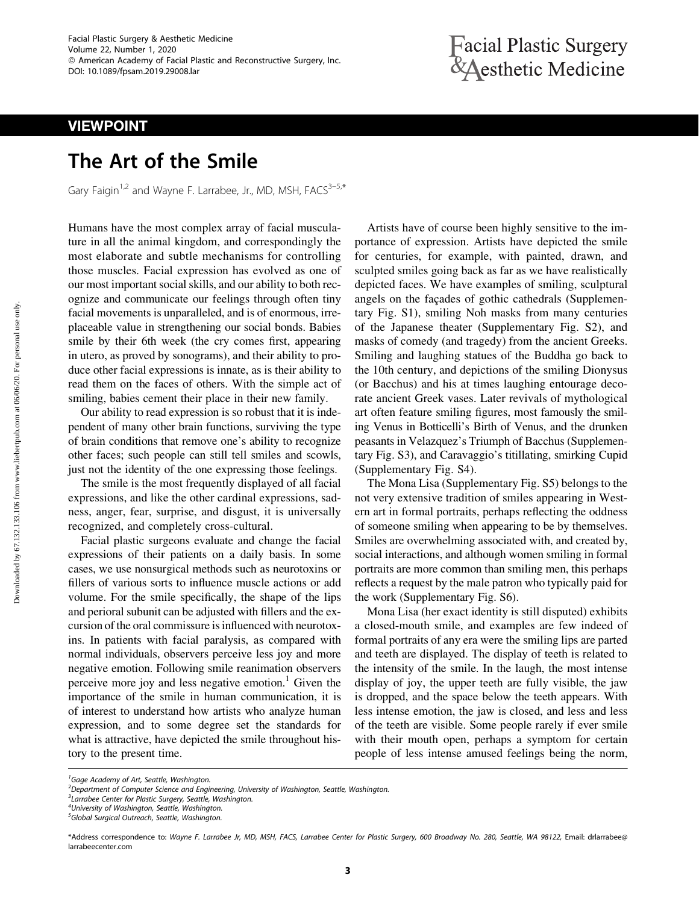## VIEWPOINT

# The Art of the Smile

Gary Faigin[1,2] and Wayne F. Larrabee, Jr., MD, MSH, FACS[3–5,*]

Humans have the most complex array of facial musculature in all the animal kingdom, and correspondingly the most elaborate and subtle mechanisms for controlling those muscles. Facial expression has evolved as one of our most important social skills, and our ability to both recognize and communicate our feelings through often tiny facial movements is unparalleled, and is of enormous, irreplaceable value in strengthening our social bonds. Babies smile by their 6th week (the cry comes first, appearing in utero, as proved by sonograms), and their ability to produce other facial expressions is innate, as is their ability to read them on the faces of others. With the simple act of smiling, babies cement their place in their new family.

Our ability to read expression is so robust that it is independent of many other brain functions, surviving the type of brain conditions that remove one's ability to recognize other faces; such people can still tell smiles and scowls, just not the identity of the one expressing those feelings.

The smile is the most frequently displayed of all facial expressions, and like the other cardinal expressions, sadness, anger, fear, surprise, and disgust, it is universally recognized, and completely cross-cultural.

Facial plastic surgeons evaluate and change the facial expressions of their patients on a daily basis. In some cases, we use nonsurgical methods such as neurotoxins or fillers of various sorts to influence muscle actions or add volume. For the smile specifically, the shape of the lips and perioral subunit can be adjusted with fillers and the excursion of the oral commissure is influenced with neurotoxins. In patients with facial paralysis, as compared with normal individuals, observers perceive less joy and more negative emotion. Following smile reanimation observers perceive more joy and less negative emotion.[1] Given the importance of the smile in human communication, it is of interest to understand how artists who analyze human expression, and to some degree set the standards for what is attractive, have depicted the smile throughout history to the present time.

Artists have of course been highly sensitive to the importance of expression. Artists have depicted the smile for centuries, for example, with painted, drawn, and sculpted smiles going back as far as we have realistically depicted faces. We have examples of smiling, sculptural angels on the façades of gothic cathedrals (Supplementary Fig. S1), smiling Noh masks from many centuries of the Japanese theater (Supplementary Fig. S2), and masks of comedy (and tragedy) from the ancient Greeks. Smiling and laughing statues of the Buddha go back to the 10th century, and depictions of the smiling Dionysus (or Bacchus) and his at times laughing entourage decorate ancient Greek vases. Later revivals of mythological art often feature smiling figures, most famously the smiling Venus in Botticelli's Birth of Venus, and the drunken peasants in Velazquez's Triumph of Bacchus (Supplementary Fig. S3), and Caravaggio's titillating, smirking Cupid (Supplementary Fig. S4).

The Mona Lisa (Supplementary Fig. S5) belongs to the not very extensive tradition of smiles appearing in Western art in formal portraits, perhaps reflecting the oddness of someone smiling when appearing to be by themselves. Smiles are overwhelming associated with, and created by, social interactions, and although women smiling in formal portraits are more common than smiling men, this perhaps reflects a request by the male patron who typically paid for the work (Supplementary Fig. S6).

Mona Lisa (her exact identity is still disputed) exhibits a closed-mouth smile, and examples are few indeed of formal portraits of any era were the smiling lips are parted and teeth are displayed. The display of teeth is related to the intensity of the smile. In the laugh, the most intense display of joy, the upper teeth are fully visible, the jaw is dropped, and the space below the teeth appears. With less intense emotion, the jaw is closed, and less and less of the teeth are visible. Some people rarely if ever smile with their mouth open, perhaps a symptom for certain people of less intense amused feelings being the norm,

---

[1] Gage Academy of Art, Seattle, Washington.
[2] Department of Computer Science and Engineering, University of Washington, Seattle, Washington.
[3] Larrabee Center for Plastic Surgery, Seattle, Washington.
[4] University of Washington, Seattle, Washington.
[5] Global Surgical Outreach, Seattle, Washington.

*Address correspondence to: *Wayne F. Larrabee Jr, MD, MSH, FACS, Larrabee Center for Plastic Surgery, 600 Broadway No. 280, Seattle, WA 98122,* Email: drlarrabee@larrabeecenter.com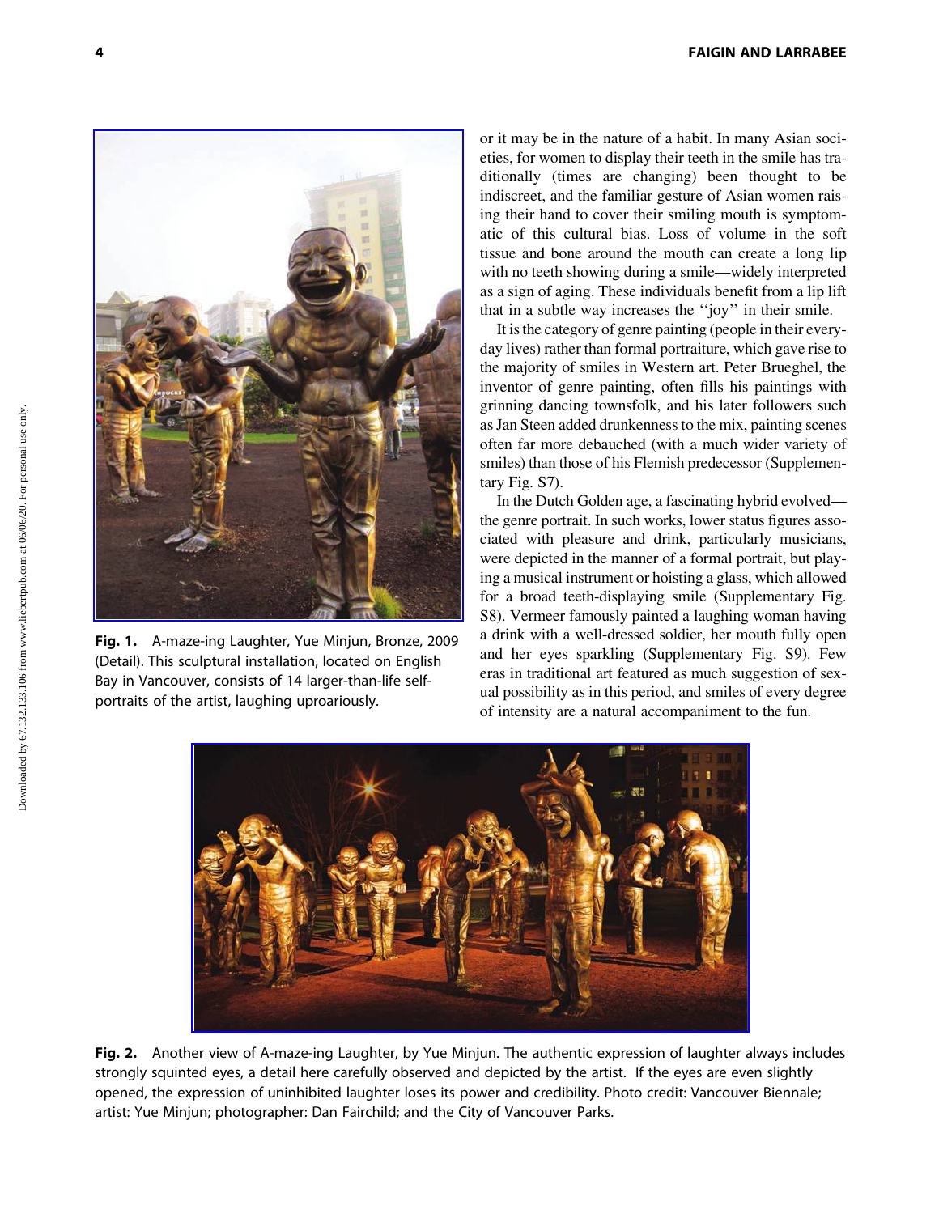or it may be in the nature of a habit. In many Asian societies, for women to display their teeth in the smile has traditionally (times are changing) been thought to be indiscreet, and the familiar gesture of Asian women raising their hand to cover their smiling mouth is symptomatic of this cultural bias. Loss of volume in the soft tissue and bone around the mouth can create a long lip with no teeth showing during a smile—widely interpreted as a sign of aging. These individuals benefit from a lip lift that in a subtle way increases the ''joy'' in their smile.

It is the category of genre painting (people in their everyday lives) rather than formal portraiture, which gave rise to the majority of smiles in Western art. Peter Brueghel, the inventor of genre painting, often fills his paintings with grinning dancing townsfolk, and his later followers such as Jan Steen added drunkenness to the mix, painting scenes often far more debauched (with a much wider variety of smiles) than those of his Flemish predecessor (Supplementary Fig. S7).

In the Dutch Golden age, a fascinating hybrid evolved—the genre portrait. In such works, lower status figures associated with pleasure and drink, particularly musicians, were depicted in the manner of a formal portrait, but playing a musical instrument or hoisting a glass, which allowed for a broad teeth-displaying smile (Supplementary Fig. S8). Vermeer famously painted a laughing woman having a drink with a well-dressed soldier, her mouth fully open and her eyes sparkling (Supplementary Fig. S9). Few eras in traditional art featured as much suggestion of sexual possibility as in this period, and smiles of every degree of intensity are a natural accompaniment to the fun.

**Fig. 1.** A-maze-ing Laughter, Yue Minjun, Bronze, 2009 (Detail). This sculptural installation, located on English Bay in Vancouver, consists of 14 larger-than-life self-portraits of the artist, laughing uproariously.

**Fig. 2.** Another view of A-maze-ing Laughter, by Yue Minjun. The authentic expression of laughter always includes strongly squinted eyes, a detail here carefully observed and depicted by the artist. If the eyes are even slightly opened, the expression of uninhibited laughter loses its power and credibility. Photo credit: Vancouver Biennale; artist: Yue Minjun; photographer: Dan Fairchild; and the City of Vancouver Parks.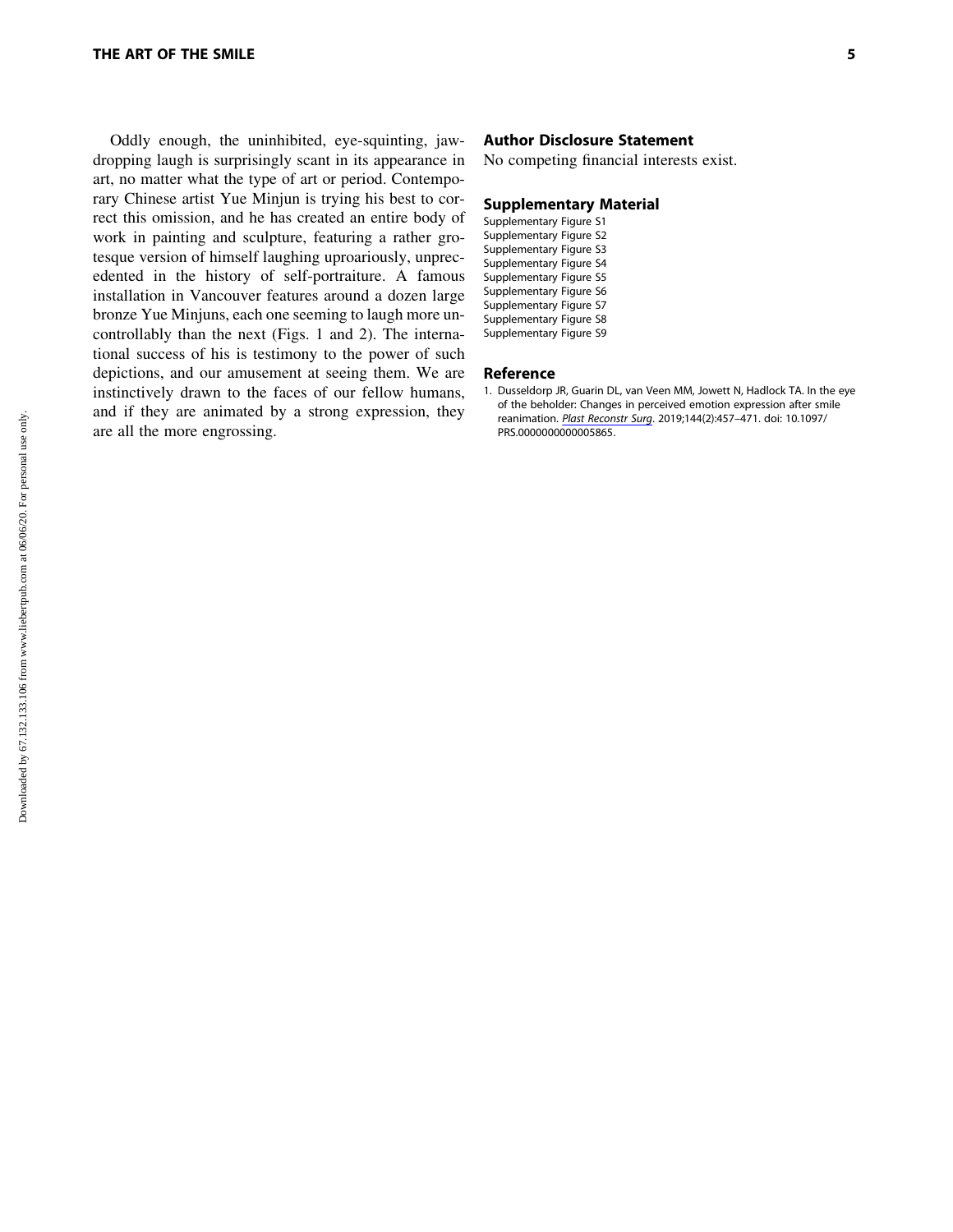Oddly enough, the uninhibited, eye-squinting, jaw-dropping laugh is surprisingly scant in its appearance in art, no matter what the type of art or period. Contemporary Chinese artist Yue Minjun is trying his best to correct this omission, and he has created an entire body of work in painting and sculpture, featuring a rather grotesque version of himself laughing uproariously, unprecedented in the history of self-portraiture. A famous installation in Vancouver features around a dozen large bronze Yue Minjuns, each one seeming to laugh more uncontrollably than the next (Figs. 1 and 2). The international success of his is testimony to the power of such depictions, and our amusement at seeing them. We are instinctively drawn to the faces of our fellow humans, and if they are animated by a strong expression, they are all the more engrossing.

## Author Disclosure Statement

No competing financial interests exist.

## Supplementary Material

Supplementary Figure S1
Supplementary Figure S2
Supplementary Figure S3
Supplementary Figure S4
Supplementary Figure S5
Supplementary Figure S6
Supplementary Figure S7
Supplementary Figure S8
Supplementary Figure S9

## Reference

1. Dusseldorp JR, Guarin DL, van Veen MM, Jowett N, Hadlock TA. In the eye of the beholder: Changes in perceived emotion expression after smile reanimation. *Plast Reconstr Surg*. 2019;144(2):457–471. doi: 10.1097/PRS.0000000000005865.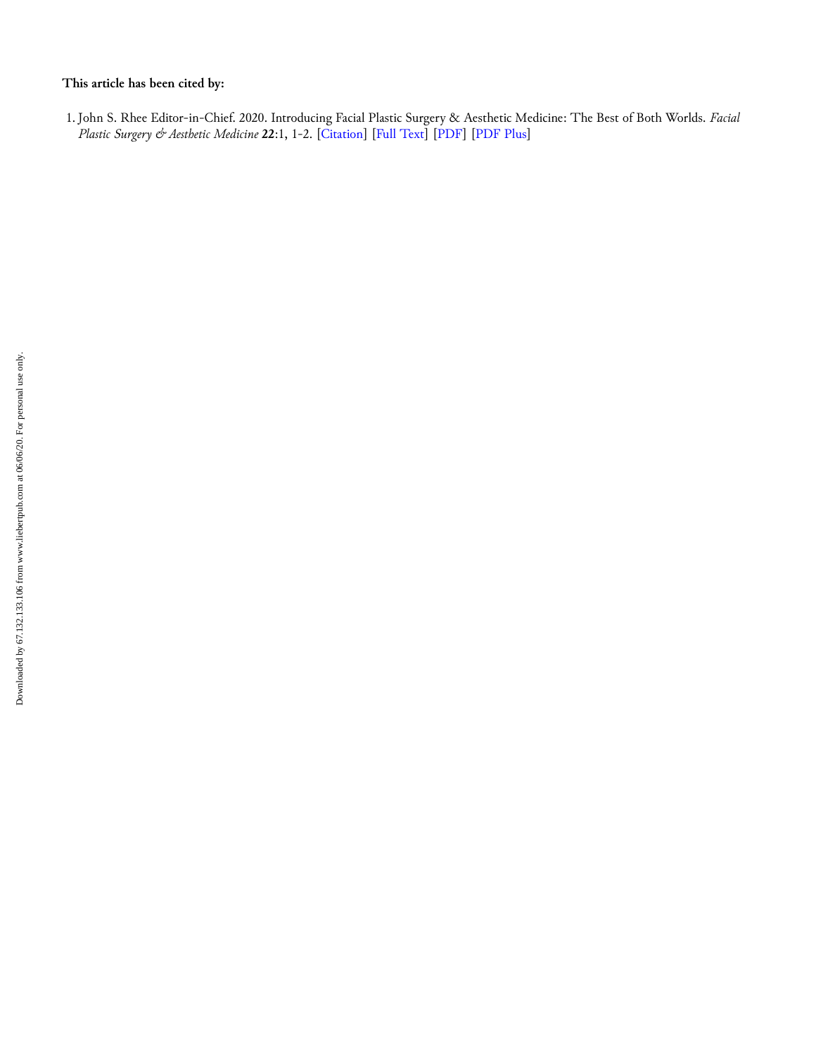**This article has been cited by:**

1. John S. Rhee Editor-in-Chief. 2020. Introducing Facial Plastic Surgery & Aesthetic Medicine: The Best of Both Worlds. *Facial Plastic Surgery & Aesthetic Medicine* **22**:1, 1-2. [Citation] [Full Text] [PDF] [PDF Plus]